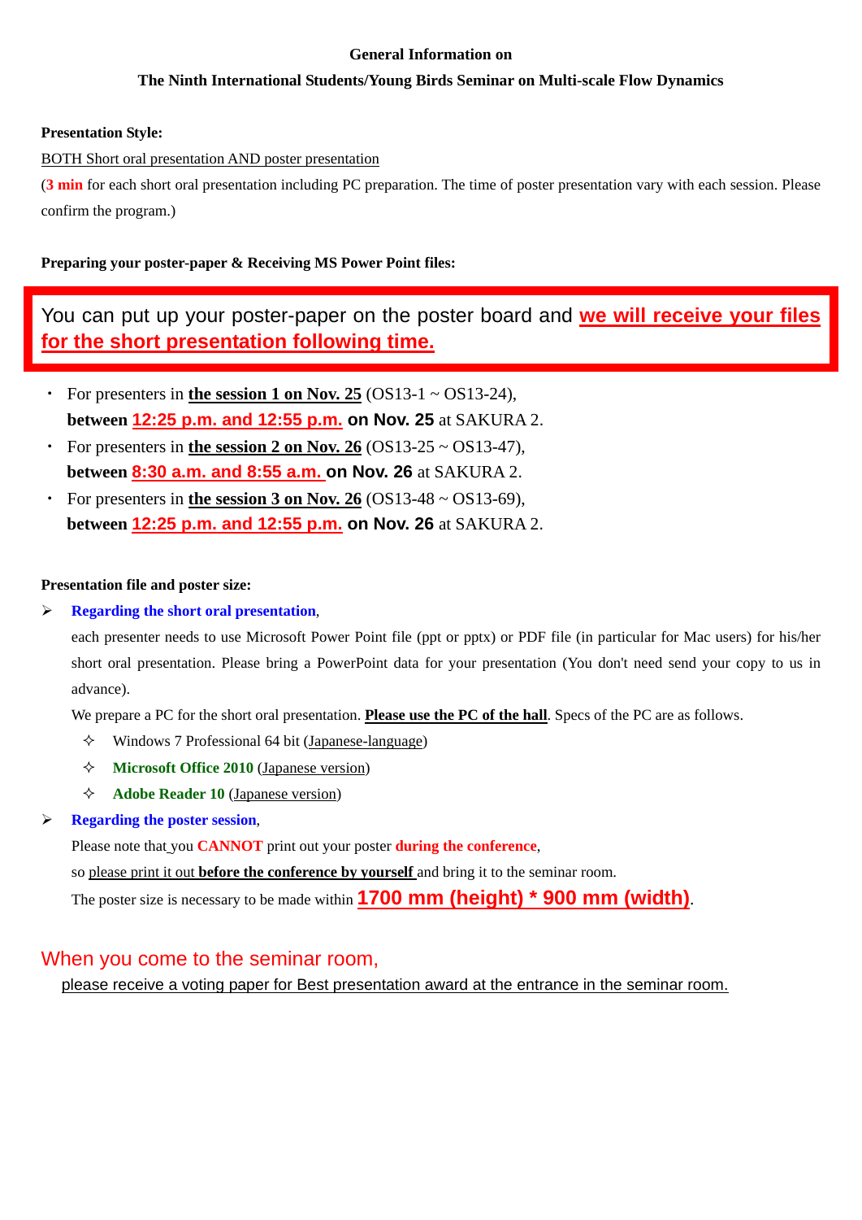**General Information on**

**The Ninth International Students/Young Birds Seminar on Multi-scale Flow Dynamics**

**Presentation Style:**

BOTH Short oral presentation AND poster presentation

(**3 min** for each short oral presentation including PC preparation. The time of poster presentation vary with each session. Please confirm the program.)

**Preparing your poster-paper & Receiving MS Power Point files:**

You can put up your poster-paper on the poster board and **we will receive your files for the short presentation following time.**

- For presenters in **the session 1 on Nov. 25** (OS13-1 ~ OS13-24), **between 12:25 p.m. and 12:55 p.m. on Nov. 25** at SAKURA 2.
- For presenters in **the session 2 on Nov. 26** (OS13-25 ~ OS13-47), **between 8:30 a.m. and 8:55 a.m. on Nov. 26** at SAKURA 2.
- For presenters in **the session 3 on Nov. 26** (OS13-48 ~ OS13-69), **between 12:25 p.m. and 12:55 p.m. on Nov. 26** at SAKURA 2.

**Presentation file and poster size:**

- **Regarding the short oral presentation**,

  each presenter needs to use Microsoft Power Point file (ppt or pptx) or PDF file (in particular for Mac users) for his/her short oral presentation. Please bring a PowerPoint data for your presentation (You don't need send your copy to us in advance).

  We prepare a PC for the short oral presentation. **Please use the PC of the hall**. Specs of the PC are as follows.

  - Windows 7 Professional 64 bit (Japanese-language)
  - **Microsoft Office 2010** (Japanese version)
  - **Adobe Reader 10** (Japanese version)

- **Regarding the poster session**,

  Please note that you **CANNOT** print out your poster **during the conference**,

  so please print it out **before the conference by yourself** and bring it to the seminar room.

  The poster size is necessary to be made within **1700 mm (height) * 900 mm (width)**.

When you come to the seminar room,

please receive a voting paper for Best presentation award at the entrance in the seminar room.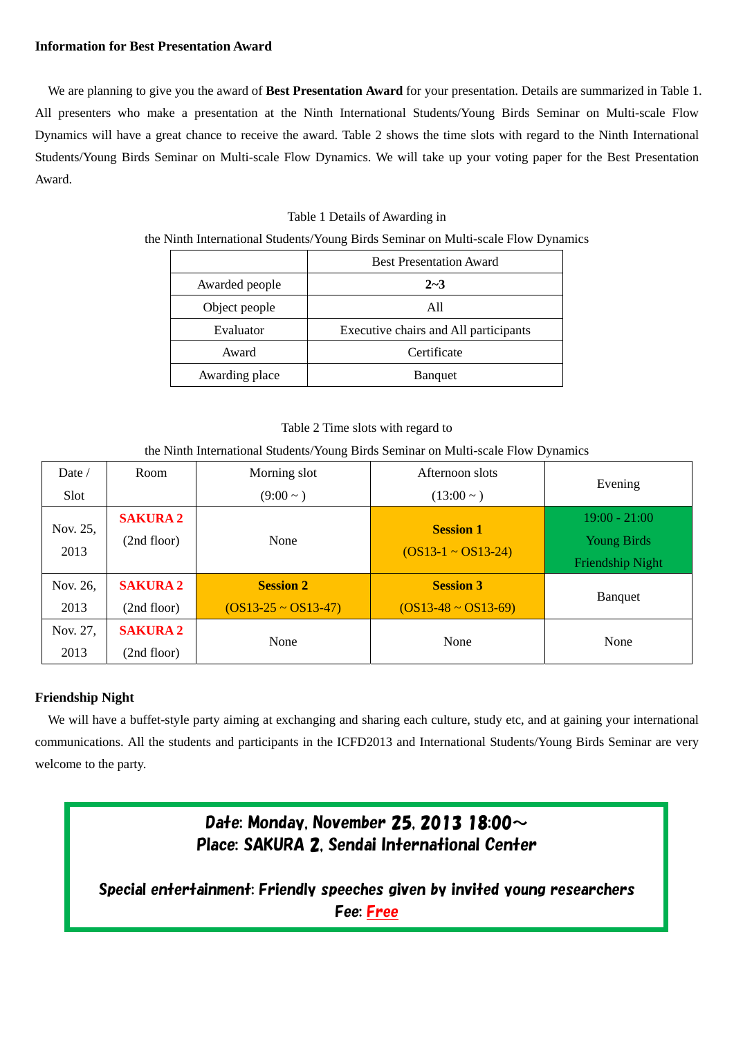**Information for Best Presentation Award**

We are planning to give you the award of **Best Presentation Award** for your presentation. Details are summarized in Table 1. All presenters who make a presentation at the Ninth International Students/Young Birds Seminar on Multi-scale Flow Dynamics will have a great chance to receive the award. Table 2 shows the time slots with regard to the Ninth International Students/Young Birds Seminar on Multi-scale Flow Dynamics. We will take up your voting paper for the Best Presentation Award.

Table 1 Details of Awarding in
the Ninth International Students/Young Birds Seminar on Multi-scale Flow Dynamics

| | Best Presentation Award |
|---|---|
| Awarded people | **2~3** |
| Object people | All |
| Evaluator | Executive chairs and All participants |
| Award | Certificate |
| Awarding place | Banquet |

Table 2 Time slots with regard to
the Ninth International Students/Young Birds Seminar on Multi-scale Flow Dynamics

| Date / Slot | Room | Morning slot (9:00 ~ ) | Afternoon slots (13:00 ~ ) | Evening |
|---|---|---|---|---|
| Nov. 25, 2013 | **SAKURA 2** (2nd floor) | None | **Session 1** (OS13-1 ~ OS13-24) | 19:00 - 21:00 Young Birds Friendship Night |
| Nov. 26, 2013 | **SAKURA 2** (2nd floor) | **Session 2** (OS13-25 ~ OS13-47) | **Session 3** (OS13-48 ~ OS13-69) | Banquet |
| Nov. 27, 2013 | **SAKURA 2** (2nd floor) | None | None | None |

**Friendship Night**

We will have a buffet-style party aiming at exchanging and sharing each culture, study etc, and at gaining your international communications. All the students and participants in the ICFD2013 and International Students/Young Birds Seminar are very welcome to the party.

**Date: Monday, November 25, 2013 18:00~**
**Place: SAKURA 2, Sendai International Center**

**Special entertainment: Friendly speeches given by invited young researchers**
**Fee: Free**